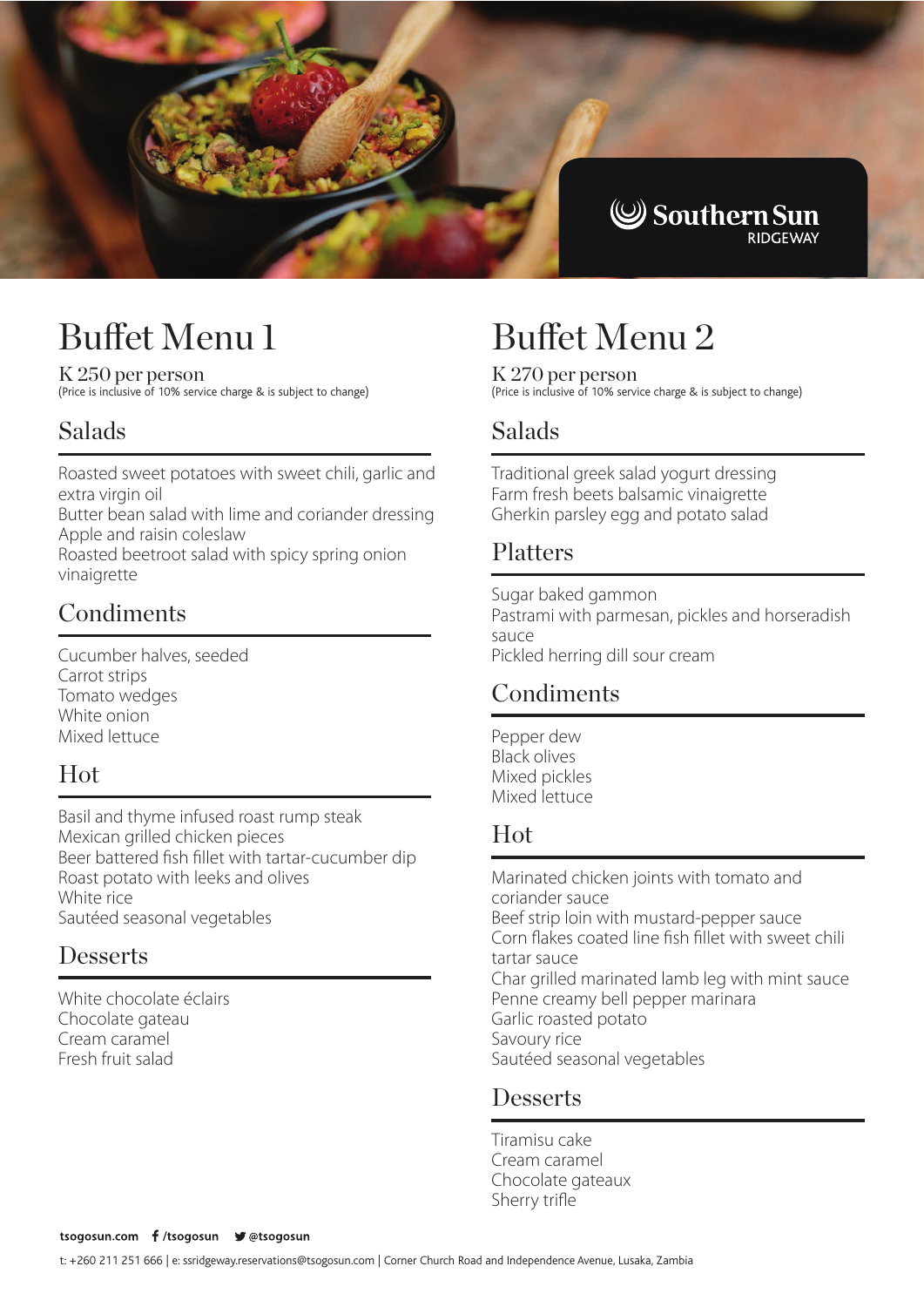Southern Sun RIDGEWAY

# Buffet Menu 1

K 250 per person
(Price is inclusive of 10% service charge & is subject to change)

## Salads

Roasted sweet potatoes with sweet chili, garlic and extra virgin oil
Butter bean salad with lime and coriander dressing
Apple and raisin coleslaw
Roasted beetroot salad with spicy spring onion vinaigrette

## Condiments

Cucumber halves, seeded
Carrot strips
Tomato wedges
White onion
Mixed lettuce

## Hot

Basil and thyme infused roast rump steak
Mexican grilled chicken pieces
Beer battered fish fillet with tartar-cucumber dip
Roast potato with leeks and olives
White rice
Sautéed seasonal vegetables

## Desserts

White chocolate éclairs
Chocolate gateau
Cream caramel
Fresh fruit salad

# Buffet Menu 2

K 270 per person
(Price is inclusive of 10% service charge & is subject to change)

## Salads

Traditional greek salad yogurt dressing
Farm fresh beets balsamic vinaigrette
Gherkin parsley egg and potato salad

## Platters

Sugar baked gammon
Pastrami with parmesan, pickles and horseradish sauce
Pickled herring dill sour cream

## Condiments

Pepper dew
Black olives
Mixed pickles
Mixed lettuce

## Hot

Marinated chicken joints with tomato and coriander sauce
Beef strip loin with mustard-pepper sauce
Corn flakes coated line fish fillet with sweet chili tartar sauce
Char grilled marinated lamb leg with mint sauce
Penne creamy bell pepper marinara
Garlic roasted potato
Savoury rice
Sautéed seasonal vegetables

## Desserts

Tiramisu cake
Cream caramel
Chocolate gateaux
Sherry trifle

tsogosun.com /tsogosun @tsogosun

t: +260 211 251 666 | e: ssridgeway.reservations@tsogosun.com | Corner Church Road and Independence Avenue, Lusaka, Zambia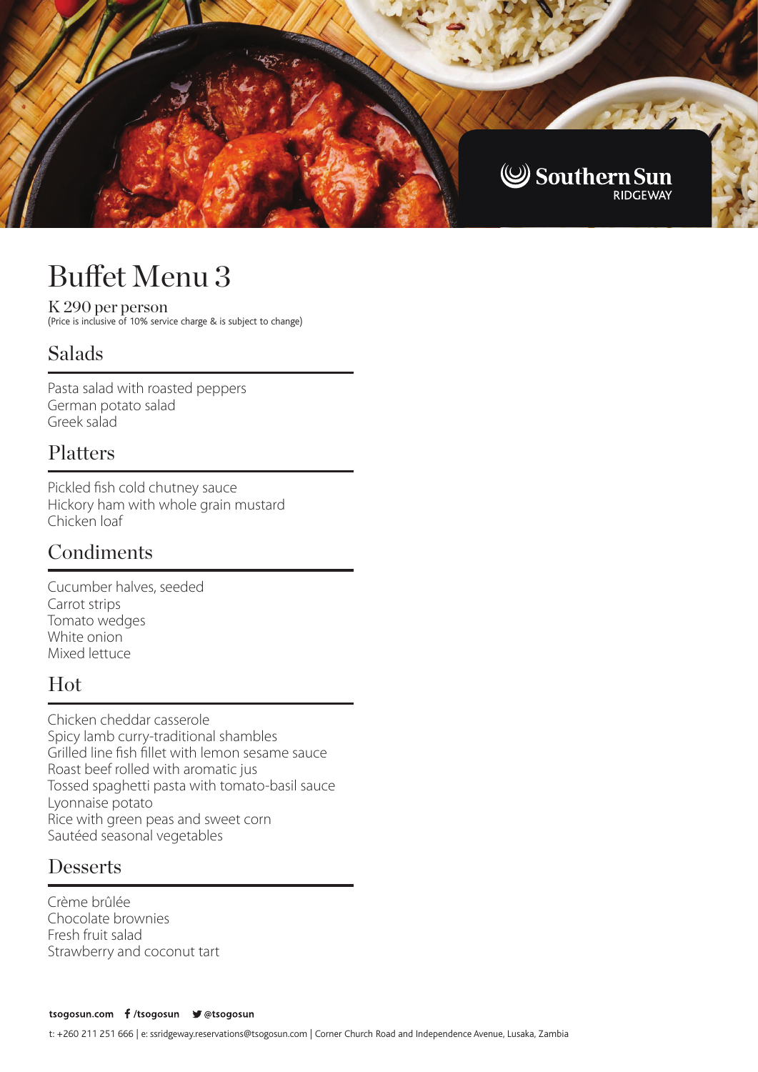Southern Sun
RIDGEWAY

# Buffet Menu 3

K 290 per person
(Price is inclusive of 10% service charge & is subject to change)

## Salads

Pasta salad with roasted peppers
German potato salad
Greek salad

## Platters

Pickled fish cold chutney sauce
Hickory ham with whole grain mustard
Chicken loaf

## Condiments

Cucumber halves, seeded
Carrot strips
Tomato wedges
White onion
Mixed lettuce

## Hot

Chicken cheddar casserole
Spicy lamb curry-traditional shambles
Grilled line fish fillet with lemon sesame sauce
Roast beef rolled with aromatic jus
Tossed spaghetti pasta with tomato-basil sauce
Lyonnaise potato
Rice with green peas and sweet corn
Sautéed seasonal vegetables

## Desserts

Crème brûlée
Chocolate brownies
Fresh fruit salad
Strawberry and coconut tart

tsogosun.com /tsogosun @tsogosun

t: +260 211 251 666 | e: ssridgeway.reservations@tsogosun.com | Corner Church Road and Independence Avenue, Lusaka, Zambia